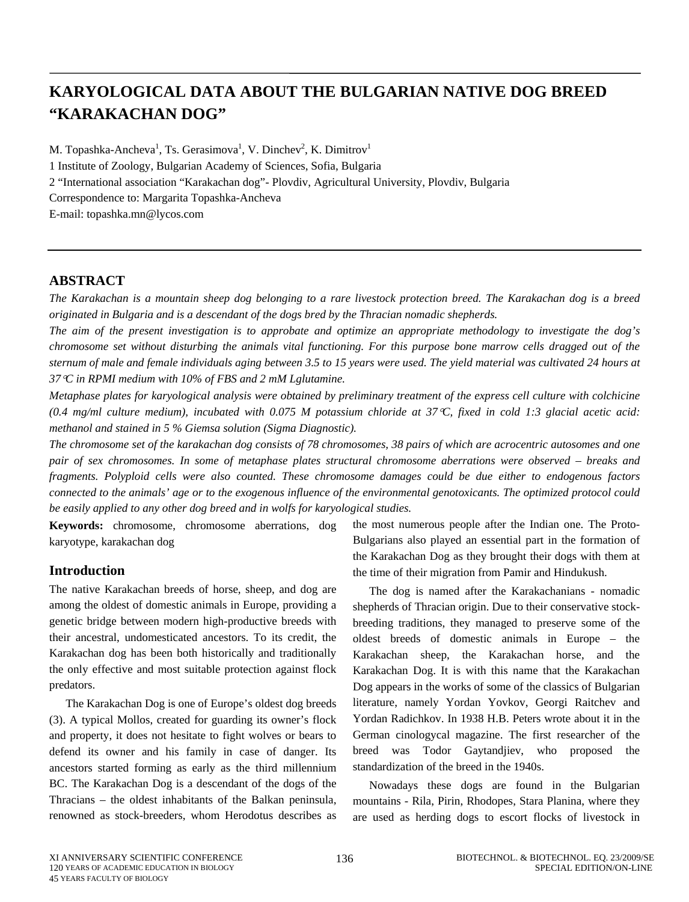# KARYOLOGICAL DATA ABOUT THE BULGARIAN NATIVE DOG BREED "KARAKACHAN DOG"

M. Topashka-Ancheva[1], Ts. Gerasimova[1], V. Dinchev[2], K. Dimitrov[1]

1 Institute of Zoology, Bulgarian Academy of Sciences, Sofia, Bulgaria

2 "International association "Karakachan dog"- Plovdiv, Agricultural University, Plovdiv, Bulgaria

Correspondence to: Margarita Topashka-Ancheva

E-mail: topashka.mn@lycos.com

## ABSTRACT

*The Karakachan is a mountain sheep dog belonging to a rare livestock protection breed. The Karakachan dog is a breed originated in Bulgaria and is a descendant of the dogs bred by the Thracian nomadic shepherds.*

*The aim of the present investigation is to approbate and optimize an appropriate methodology to investigate the dog's chromosome set without disturbing the animals vital functioning. For this purpose bone marrow cells dragged out of the sternum of male and female individuals aging between 3.5 to 15 years were used. The yield material was cultivated 24 hours at 37°C in RPMI medium with 10% of FBS and 2 mM Lglutamine.*

*Metaphase plates for karyological analysis were obtained by preliminary treatment of the express cell culture with colchicine (0.4 mg/ml culture medium), incubated with 0.075 M potassium chloride at 37°C, fixed in cold 1:3 glacial acetic acid: methanol and stained in 5 % Giemsa solution (Sigma Diagnostic).*

*The chromosome set of the karakachan dog consists of 78 chromosomes, 38 pairs of which are acrocentric autosomes and one pair of sex chromosomes. In some of metaphase plates structural chromosome aberrations were observed – breaks and fragments. Polyploid cells were also counted. These chromosome damages could be due either to endogenous factors connected to the animals' age or to the exogenous influence of the environmental genotoxicants. The optimized protocol could be easily applied to any other dog breed and in wolfs for karyological studies.*

**Keywords:** chromosome, chromosome aberrations, dog karyotype, karakachan dog

## Introduction

The native Karakachan breeds of horse, sheep, and dog are among the oldest of domestic animals in Europe, providing a genetic bridge between modern high-productive breeds with their ancestral, undomesticated ancestors. To its credit, the Karakachan dog has been both historically and traditionally the only effective and most suitable protection against flock predators.

The Karakachan Dog is one of Europe's oldest dog breeds (3). A typical Mollos, created for guarding its owner's flock and property, it does not hesitate to fight wolves or bears to defend its owner and his family in case of danger. Its ancestors started forming as early as the third millennium BC. The Karakachan Dog is a descendant of the dogs of the Thracians – the oldest inhabitants of the Balkan peninsula, renowned as stock-breeders, whom Herodotus describes as the most numerous people after the Indian one. The Proto-Bulgarians also played an essential part in the formation of the Karakachan Dog as they brought their dogs with them at the time of their migration from Pamir and Hindukush.

The dog is named after the Karakachanians - nomadic shepherds of Thracian origin. Due to their conservative stock-breeding traditions, they managed to preserve some of the oldest breeds of domestic animals in Europe – the Karakachan sheep, the Karakachan horse, and the Karakachan Dog. It is with this name that the Karakachan Dog appears in the works of some of the classics of Bulgarian literature, namely Yordan Yovkov, Georgi Raitchev and Yordan Radichkov. In 1938 H.B. Peters wrote about it in the German cinologycal magazine. The first researcher of the breed was Todor Gaytandjiev, who proposed the standardization of the breed in the 1940s.

Nowadays these dogs are found in the Bulgarian mountains - Rila, Pirin, Rhodopes, Stara Planina, where they are used as herding dogs to escort flocks of livestock in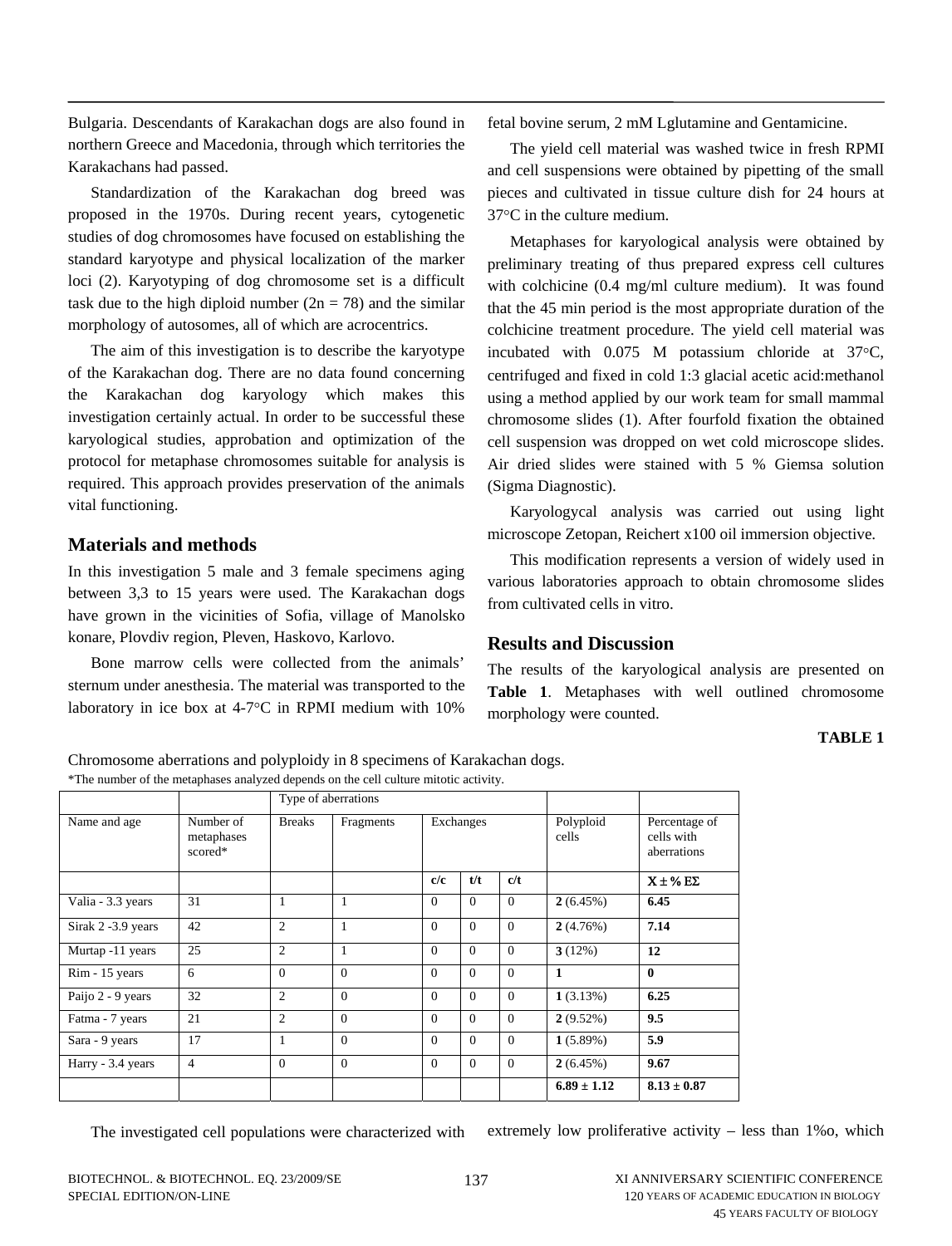Bulgaria. Descendants of Karakachan dogs are also found in northern Greece and Macedonia, through which territories the Karakachans had passed.

Standardization of the Karakachan dog breed was proposed in the 1970s. During recent years, cytogenetic studies of dog chromosomes have focused on establishing the standard karyotype and physical localization of the marker loci (2). Karyotyping of dog chromosome set is a difficult task due to the high diploid number ($2n = 78$) and the similar morphology of autosomes, all of which are acrocentrics.

The aim of this investigation is to describe the karyotype of the Karakachan dog. There are no data found concerning the Karakachan dog karyology which makes this investigation certainly actual. In order to be successful these karyological studies, approbation and optimization of the protocol for metaphase chromosomes suitable for analysis is required. This approach provides preservation of the animals vital functioning.

## Materials and methods

In this investigation 5 male and 3 female specimens aging between 3,3 to 15 years were used. The Karakachan dogs have grown in the vicinities of Sofia, village of Manolsko konare, Plovdiv region, Pleven, Haskovo, Karlovo.

Bone marrow cells were collected from the animals' sternum under anesthesia. The material was transported to the laboratory in ice box at 4-7°C in RPMI medium with 10% fetal bovine serum, 2 mM Lglutamine and Gentamicine.

The yield cell material was washed twice in fresh RPMI and cell suspensions were obtained by pipetting of the small pieces and cultivated in tissue culture dish for 24 hours at 37°C in the culture medium.

Metaphases for karyological analysis were obtained by preliminary treating of thus prepared express cell cultures with colchicine (0.4 mg/ml culture medium). It was found that the 45 min period is the most appropriate duration of the colchicine treatment procedure. The yield cell material was incubated with 0.075 M potassium chloride at 37°C, centrifuged and fixed in cold 1:3 glacial acetic acid:methanol using a method applied by our work team for small mammal chromosome slides (1). After fourfold fixation the obtained cell suspension was dropped on wet cold microscope slides. Air dried slides were stained with 5 % Giemsa solution (Sigma Diagnostic).

Karyologycal analysis was carried out using light microscope Zetopan, Reichert x100 oil immersion objective.

This modification represents a version of widely used in various laboratories approach to obtain chromosome slides from cultivated cells in vitro.

## Results and Discussion

The results of the karyological analysis are presented on **Table 1**. Metaphases with well outlined chromosome morphology were counted.

**TABLE 1**

Chromosome aberrations and polyploidy in 8 specimens of Karakachan dogs.

*The number of the metaphases analyzed depends on the cell culture mitotic activity.

| | | Type of aberrations | | | | | | |
|---|---|---|---|---|---|---|---|---|
| Name and age | Number of metaphases scored* | Breaks | Fragments | Exchanges | | | Polyploid cells | Percentage of cells with aberrations |
| | | | | **c/c** | **t/t** | **c/t** | | **X ± % EΣ** |
| Valia - 3.3 years | 31 | 1 | 1 | 0 | 0 | 0 | **2** (6.45%) | **6.45** |
| Sirak 2 -3.9 years | 42 | 2 | 1 | 0 | 0 | 0 | **2** (4.76%) | **7.14** |
| Murtap -11 years | 25 | 2 | 1 | 0 | 0 | 0 | **3** (12%) | **12** |
| Rim - 15 years | 6 | 0 | 0 | 0 | 0 | 0 | **1** | **0** |
| Paijo 2 - 9 years | 32 | 2 | 0 | 0 | 0 | 0 | **1** (3.13%) | **6.25** |
| Fatma - 7 years | 21 | 2 | 0 | 0 | 0 | 0 | **2** (9.52%) | **9.5** |
| Sara - 9 years | 17 | 1 | 0 | 0 | 0 | 0 | **1** (5.89%) | **5.9** |
| Harry - 3.4 years | 4 | 0 | 0 | 0 | 0 | 0 | **2** (6.45%) | **9.67** |
| | | | | | | | **6.89 ± 1.12** | **8.13 ± 0.87** |

The investigated cell populations were characterized with extremely low proliferative activity – less than 1‰, which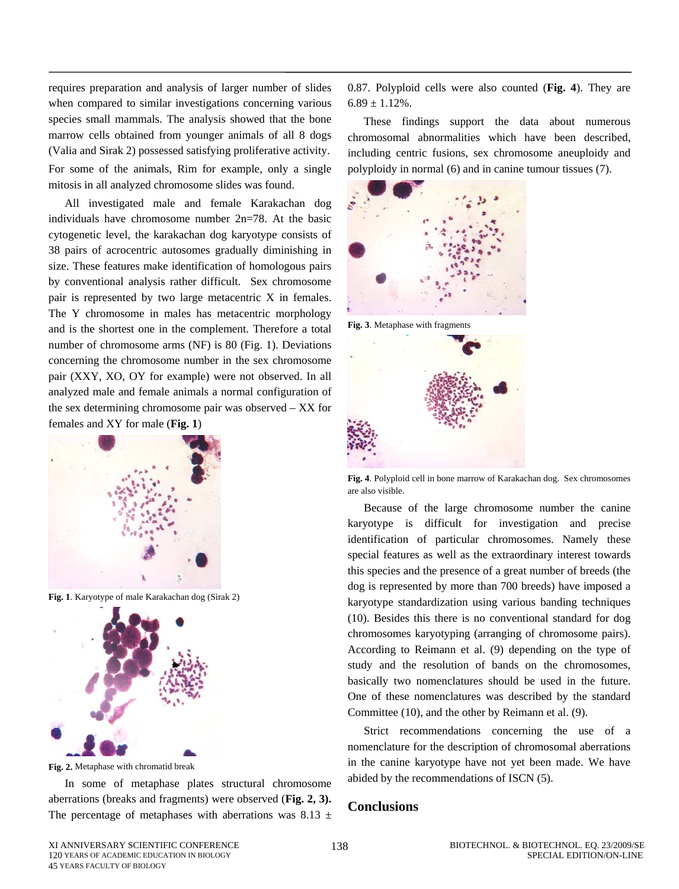requires preparation and analysis of larger number of slides when compared to similar investigations concerning various species small mammals. The analysis showed that the bone marrow cells obtained from younger animals of all 8 dogs (Valia and Sirak 2) possessed satisfying proliferative activity. For some of the animals, Rim for example, only a single mitosis in all analyzed chromosome slides was found.

All investigated male and female Karakachan dog individuals have chromosome number 2n=78. At the basic cytogenetic level, the karakachan dog karyotype consists of 38 pairs of acrocentric autosomes gradually diminishing in size. These features make identification of homologous pairs by conventional analysis rather difficult. Sex chromosome pair is represented by two large metacentric X in females. The Y chromosome in males has metacentric morphology and is the shortest one in the complement. Therefore a total number of chromosome arms (NF) is 80 (Fig. 1). Deviations concerning the chromosome number in the sex chromosome pair (XXY, XO, OY for example) were not observed. In all analyzed male and female animals a normal configuration of the sex determining chromosome pair was observed – XX for females and XY for male (**Fig. 1**)

**Fig. 1**. Karyotype of male Karakachan dog (Sirak 2)

**Fig. 2.** Metaphase with chromatid break

In some of metaphase plates structural chromosome aberrations (breaks and fragments) were observed (**Fig. 2, 3).** The percentage of metaphases with aberrations was 8.13 ± 0.87. Polyploid cells were also counted (**Fig. 4**). They are 6.89 ± 1.12%.

These findings support the data about numerous chromosomal abnormalities which have been described, including centric fusions, sex chromosome aneuploidy and polyploidy in normal (6) and in canine tumour tissues (7).

**Fig. 3**. Metaphase with fragments

**Fig. 4**. Polyploid cell in bone marrow of Karakachan dog. Sex chromosomes are also visible.

Because of the large chromosome number the canine karyotype is difficult for investigation and precise identification of particular chromosomes. Namely these special features as well as the extraordinary interest towards this species and the presence of a great number of breeds (the dog is represented by more than 700 breeds) have imposed a karyotype standardization using various banding techniques (10). Besides this there is no conventional standard for dog chromosomes karyotyping (arranging of chromosome pairs). According to Reimann et al. (9) depending on the type of study and the resolution of bands on the chromosomes, basically two nomenclatures should be used in the future. One of these nomenclatures was described by the standard Committee (10), and the other by Reimann et al. (9).

Strict recommendations concerning the use of a nomenclature for the description of chromosomal aberrations in the canine karyotype have not yet been made. We have abided by the recommendations of ISCN (5).

## Conclusions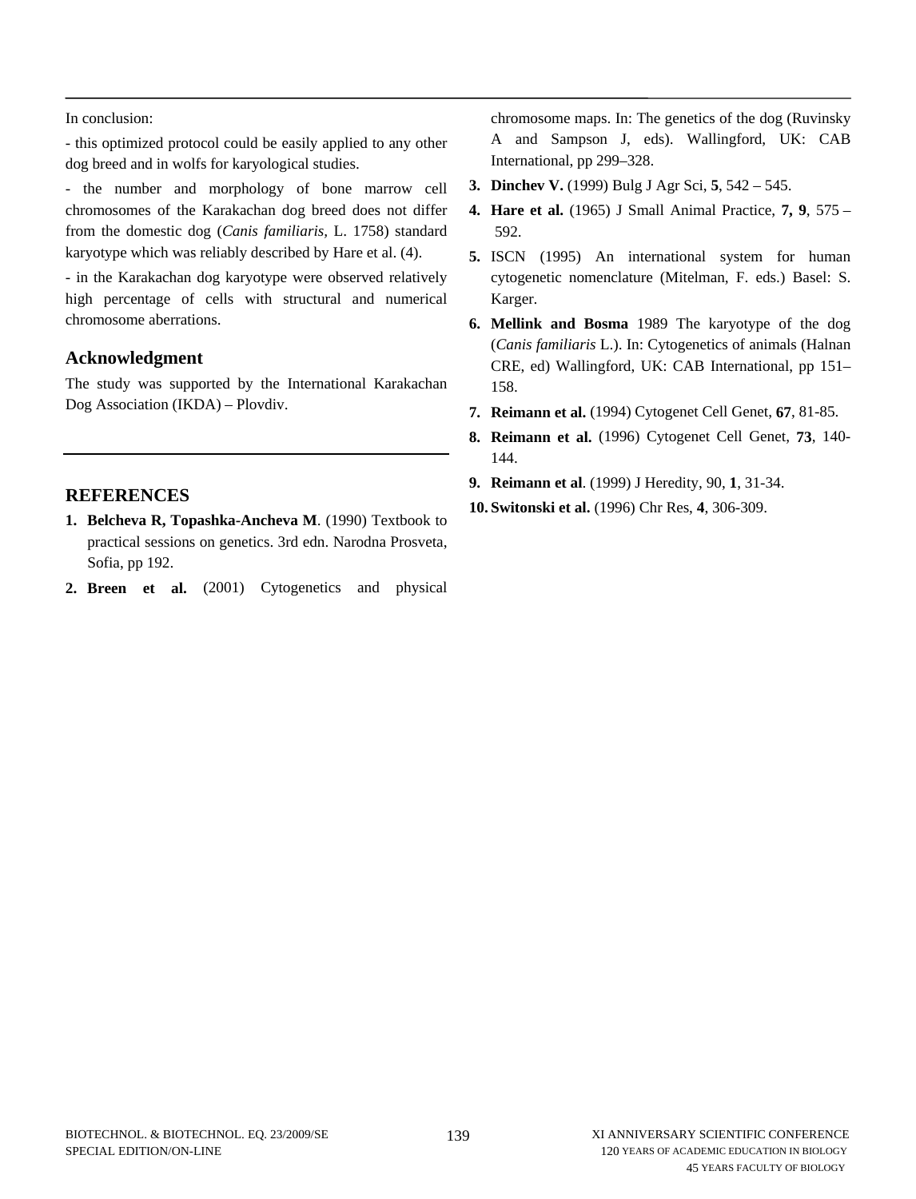In conclusion:

- this optimized protocol could be easily applied to any other dog breed and in wolfs for karyological studies.

- the number and morphology of bone marrow cell chromosomes of the Karakachan dog breed does not differ from the domestic dog (*Canis familiaris*, L. 1758) standard karyotype which was reliably described by Hare et al. (4).

- in the Karakachan dog karyotype were observed relatively high percentage of cells with structural and numerical chromosome aberrations.

## Acknowledgment

The study was supported by the International Karakachan Dog Association (IKDA) – Plovdiv.

## REFERENCES

1. **Belcheva R, Topashka-Ancheva M**. (1990) Textbook to practical sessions on genetics. 3rd edn. Narodna Prosveta, Sofia, pp 192.
2. **Breen et al.** (2001) Cytogenetics and physical chromosome maps. In: The genetics of the dog (Ruvinsky A and Sampson J, eds). Wallingford, UK: CAB International, pp 299–328.
3. **Dinchev V.** (1999) Bulg J Agr Sci, **5**, 542 – 545.
4. **Hare et al.** (1965) J Small Animal Practice, **7, 9**, 575 – 592.
5. ISCN (1995) An international system for human cytogenetic nomenclature (Mitelman, F. eds.) Basel: S. Karger.
6. **Mellink and Bosma** 1989 The karyotype of the dog (*Canis familiaris* L.). In: Cytogenetics of animals (Halnan CRE, ed) Wallingford, UK: CAB International, pp 151–158.
7. **Reimann et al.** (1994) Cytogenet Cell Genet, **67**, 81-85.
8. **Reimann et al.** (1996) Cytogenet Cell Genet, **73**, 140-144.
9. **Reimann et al**. (1999) J Heredity, 90, **1**, 31-34.
10. **Switonski et al.** (1996) Chr Res, **4**, 306-309.